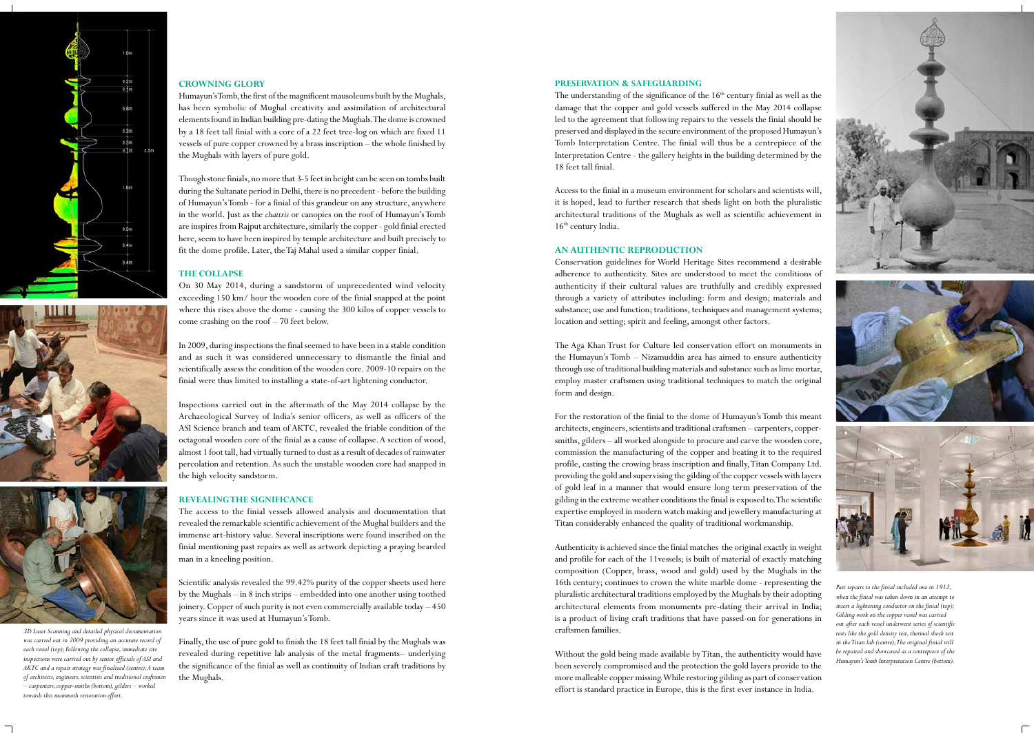## CROWNING GLORY

Humayun's Tomb, the first of the magnificent mausoleums built by the Mughals, has been symbolic of Mughal creativity and assimilation of architectural elements found in Indian building pre-dating the Mughals. The dome is crowned by a 18 feet tall finial with a core of a 22 feet tree-log on which are fixed 11 vessels of pure copper crowned by a brass inscription – the whole finished by the Mughals with layers of pure gold.

Though stone finials, no more that 3-5 feet in height can be seen on tombs built during the Sultanate period in Delhi, there is no precedent - before the building of Humayun's Tomb - for a finial of this grandeur on any structure, anywhere in the world. Just as the *chattris* or canopies on the roof of Humayun's Tomb are inspires from Rajput architecture, similarly the copper - gold finial erected here, seem to have been inspired by temple architecture and built precisely to fit the dome profile. Later, the Taj Mahal used a similar copper finial.

## THE COLLAPSE

On 30 May 2014, during a sandstorm of unprecedented wind velocity exceeding 150 km/ hour the wooden core of the finial snapped at the point where this rises above the dome - causing the 300 kilos of copper vessels to come crashing on the roof – 70 feet below.

In 2009, during inspections the final seemed to have been in a stable condition and as such it was considered unnecessary to dismantle the finial and scientifically assess the condition of the wooden core. 2009-10 repairs on the finial were thus limited to installing a state-of-art lightening conductor.

Inspections carried out in the aftermath of the May 2014 collapse by the Archaeological Survey of India's senior officers, as well as officers of the ASI Science branch and team of AKTC, revealed the friable condition of the octagonal wooden core of the finial as a cause of collapse. A section of wood, almost 1 foot tall, had virtually turned to dust as a result of decades of rainwater percolation and retention. As such the unstable wooden core had snapped in the high velocity sandstorm.

## REVEALING THE SIGNIFICANCE

The access to the finial vessels allowed analysis and documentation that revealed the remarkable scientific achievement of the Mughal builders and the immense art-history value. Several inscriptions were found inscribed on the finial mentioning past repairs as well as artwork depicting a praying bearded man in a kneeling position.

Scientific analysis revealed the 99.42% purity of the copper sheets used here by the Mughals – in 8 inch strips – embedded into one another using toothed joinery. Copper of such purity is not even commercially available today – 450 years since it was used at Humayun's Tomb.

Finally, the use of pure gold to finish the 18 feet tall finial by the Mughals was revealed during repetitive lab analysis of the metal fragments– underlying the significance of the finial as well as continuity of Indian craft traditions by the Mughals.

*3D Laser Scanning and detailed physical documentation was carried out in 2009 providing an accurate record of each vessel (top); Following the collapse, immediate site inspections were carried out by senior officials of ASI and AKTC and a repair strategy was finalized (centre); A team of architects, engineers, scientists and traditional craftsmen – carpenters, copper-smiths (bottom), gilders – worked towards this mammoth restoration effort.*

## PRESERVATION & SAFEGUARDING

The understanding of the significance of the 16th century finial as well as the damage that the copper and gold vessels suffered in the May 2014 collapse led to the agreement that following repairs to the vessels the finial should be preserved and displayed in the secure environment of the proposed Humayun's Tomb Interpretation Centre. The finial will thus be a centrepiece of the Interpretation Centre - the gallery heights in the building determined by the 18 feet tall finial.

Access to the finial in a museum environment for scholars and scientists will, it is hoped, lead to further research that sheds light on both the pluralistic architectural traditions of the Mughals as well as scientific achievement in 16th century India.

## AN AUTHENTIC REPRODUCTION

Conservation guidelines for World Heritage Sites recommend a desirable adherence to authenticity. Sites are understood to meet the conditions of authenticity if their cultural values are truthfully and credibly expressed through a variety of attributes including: form and design; materials and substance; use and function; traditions, techniques and management systems; location and setting; spirit and feeling, amongst other factors.

The Aga Khan Trust for Culture led conservation effort on monuments in the Humayun's Tomb – Nizamuddin area has aimed to ensure authenticity through use of traditional building materials and substance such as lime mortar, employ master craftsmen using traditional techniques to match the original form and design.

For the restoration of the finial to the dome of Humayun's Tomb this meant architects, engineers, scientists and traditional craftsmen – carpenters, copper-smiths, gilders – all worked alongside to procure and carve the wooden core, commission the manufacturing of the copper and beating it to the required profile, casting the crowing brass inscription and finally, Titan Company Ltd. providing the gold and supervising the gilding of the copper vessels with layers of gold leaf in a manner that would ensure long term preservation of the gilding in the extreme weather conditions the finial is exposed to. The scientific expertise employed in modern watch making and jewellery manufacturing at Titan considerably enhanced the quality of traditional workmanship.

Authenticity is achieved since the finial matches the original exactly in weight and profile for each of the 11vessels; is built of material of exactly matching composition (Copper, brass, wood and gold) used by the Mughals in the 16th century; continues to crown the white marble dome - representing the pluralistic architectural traditions employed by the Mughals by their adopting architectural elements from monuments pre-dating their arrival in India; is a product of living craft traditions that have passed-on for generations in craftsmen families.

Without the gold being made available by Titan, the authenticity would have been severely compromised and the protection the gold layers provide to the more malleable copper missing. While restoring gilding as part of conservation effort is standard practice in Europe, this is the first ever instance in India.

*Past repairs to the finial included one in 1912, when the finial was taken down in an attempt to insert a lightening conductor on the finial (top); Gilding work on the copper vessel was carried out after each vessel underwent series of scientific tests like the gold density test, thermal shock test in the Titan lab (centre); The original finial will be repaired and showcased as a centrepiece of the Humayun's Tomb Interpretation Centre (bottom).*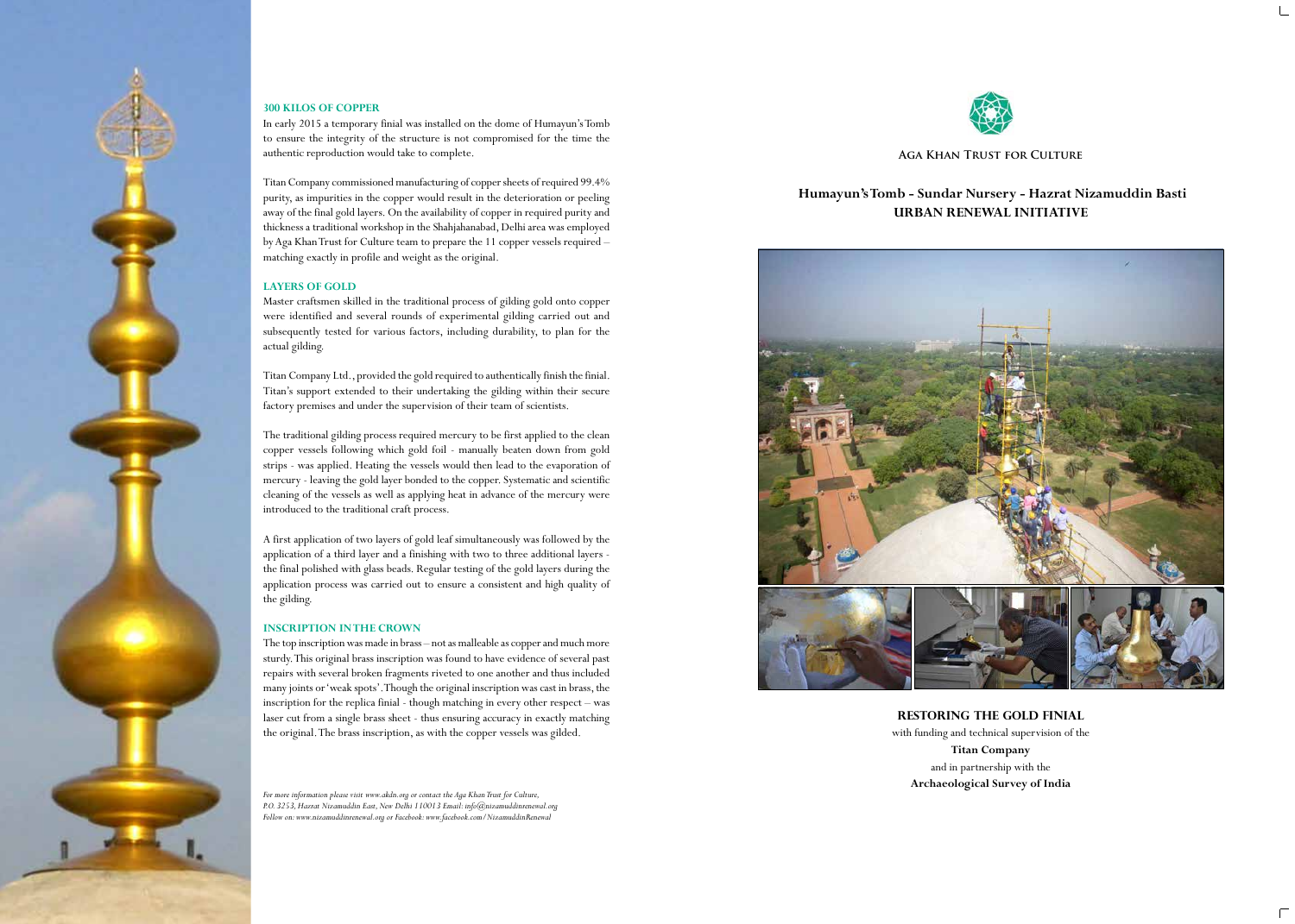## 300 KILOS OF COPPER

In early 2015 a temporary finial was installed on the dome of Humayun's Tomb to ensure the integrity of the structure is not compromised for the time the authentic reproduction would take to complete.

Titan Company commissioned manufacturing of copper sheets of required 99.4% purity, as impurities in the copper would result in the deterioration or peeling away of the final gold layers. On the availability of copper in required purity and thickness a traditional workshop in the Shahjahanabad, Delhi area was employed by Aga Khan Trust for Culture team to prepare the 11 copper vessels required – matching exactly in profile and weight as the original.

## LAYERS OF GOLD

Master craftsmen skilled in the traditional process of gilding gold onto copper were identified and several rounds of experimental gilding carried out and subsequently tested for various factors, including durability, to plan for the actual gilding.

Titan Company Ltd., provided the gold required to authentically finish the finial. Titan's support extended to their undertaking the gilding within their secure factory premises and under the supervision of their team of scientists.

The traditional gilding process required mercury to be first applied to the clean copper vessels following which gold foil - manually beaten down from gold strips - was applied. Heating the vessels would then lead to the evaporation of mercury - leaving the gold layer bonded to the copper. Systematic and scientific cleaning of the vessels as well as applying heat in advance of the mercury were introduced to the traditional craft process.

A first application of two layers of gold leaf simultaneously was followed by the application of a third layer and a finishing with two to three additional layers - the final polished with glass beads. Regular testing of the gold layers during the application process was carried out to ensure a consistent and high quality of the gilding.

## INSCRIPTION IN THE CROWN

The top inscription was made in brass – not as malleable as copper and much more sturdy. This original brass inscription was found to have evidence of several past repairs with several broken fragments riveted to one another and thus included many joints or 'weak spots'. Though the original inscription was cast in brass, the inscription for the replica finial - though matching in every other respect – was laser cut from a single brass sheet - thus ensuring accuracy in exactly matching the original. The brass inscription, as with the copper vessels was gilded.

*For more information please visit www.akdn.org or contact the Aga Khan Trust for Culture, P.O. 3253, Hazrat Nizamuddin East, New Delhi 110013 Email: info@nizamuddinrenewal.org Follow on: www.nizamuddinrenewal.org or Facebook: www.facebook.com/NizamuddinRenewal*

AGA KHAN TRUST FOR CULTURE

# Humayun's Tomb - Sundar Nursery - Hazrat Nizamuddin Basti URBAN RENEWAL INITIATIVE

**RESTORING THE GOLD FINIAL**

with funding and technical supervision of the

**Titan Company**

and in partnership with the

**Archaeological Survey of India**